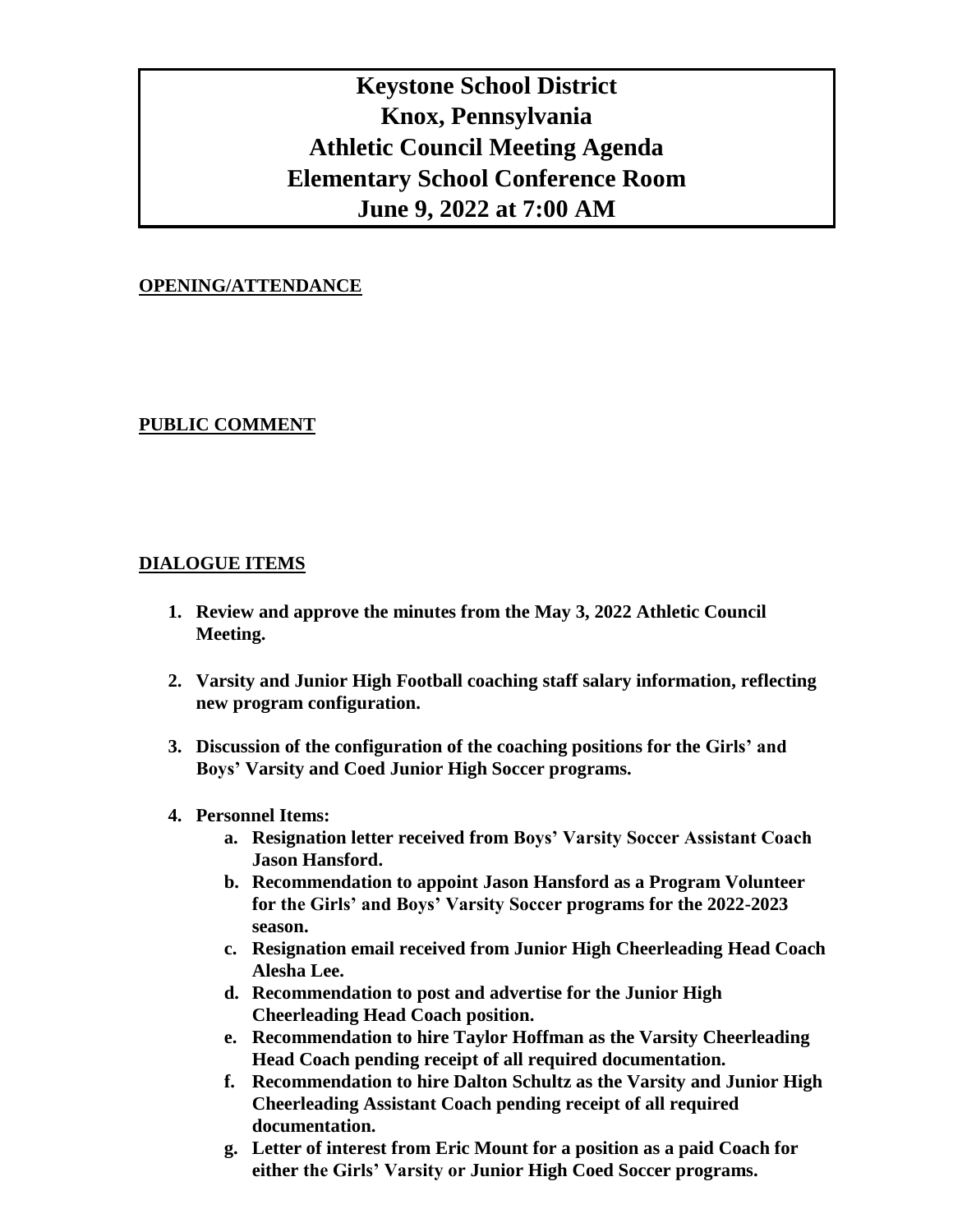# Keystone School District
# Knox, Pennsylvania
# Athletic Council Meeting Agenda
# Elementary School Conference Room
# June 9, 2022 at 7:00 AM

## OPENING/ATTENDANCE

## PUBLIC COMMENT

## DIALOGUE ITEMS

1. **Review and approve the minutes from the May 3, 2022 Athletic Council Meeting.**

2. **Varsity and Junior High Football coaching staff salary information, reflecting new program configuration.**

3. **Discussion of the configuration of the coaching positions for the Girls' and Boys' Varsity and Coed Junior High Soccer programs.**

4. **Personnel Items:**
   a. **Resignation letter received from Boys' Varsity Soccer Assistant Coach Jason Hansford.**
   b. **Recommendation to appoint Jason Hansford as a Program Volunteer for the Girls' and Boys' Varsity Soccer programs for the 2022-2023 season.**
   c. **Resignation email received from Junior High Cheerleading Head Coach Alesha Lee.**
   d. **Recommendation to post and advertise for the Junior High Cheerleading Head Coach position.**
   e. **Recommendation to hire Taylor Hoffman as the Varsity Cheerleading Head Coach pending receipt of all required documentation.**
   f. **Recommendation to hire Dalton Schultz as the Varsity and Junior High Cheerleading Assistant Coach pending receipt of all required documentation.**
   g. **Letter of interest from Eric Mount for a position as a paid Coach for either the Girls' Varsity or Junior High Coed Soccer programs.**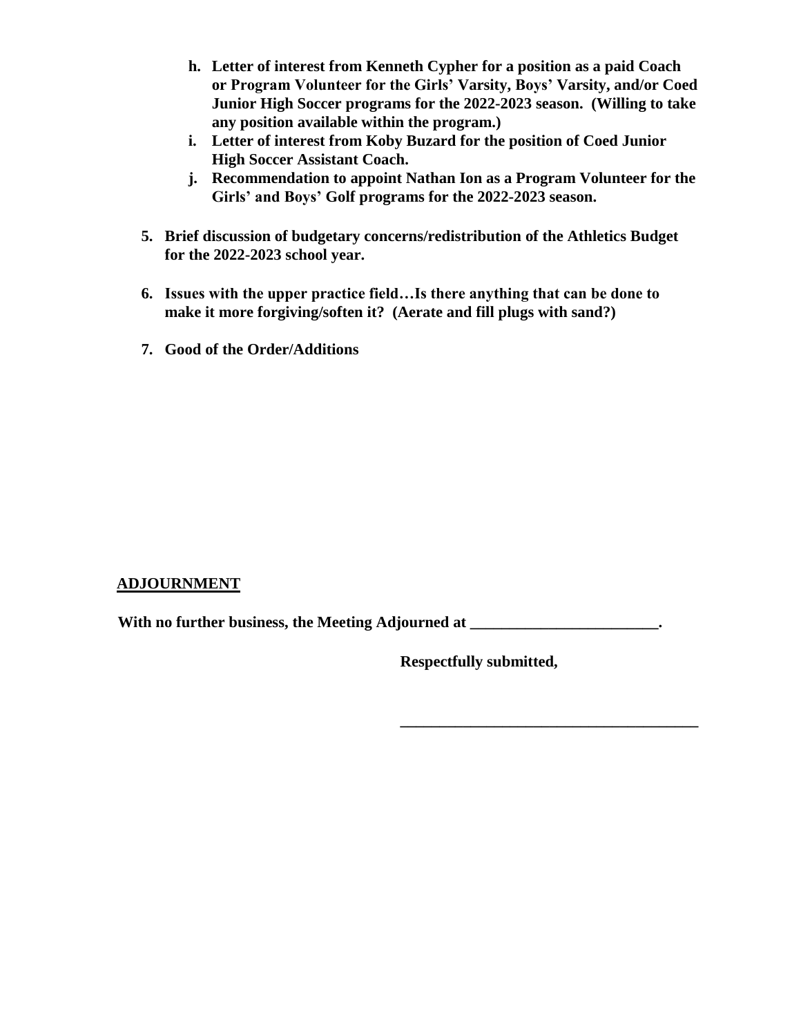h. **Letter of interest from Kenneth Cypher for a position as a paid Coach or Program Volunteer for the Girls' Varsity, Boys' Varsity, and/or Coed Junior High Soccer programs for the 2022-2023 season. (Willing to take any position available within the program.)**
   i. **Letter of interest from Koby Buzard for the position of Coed Junior High Soccer Assistant Coach.**
   j. **Recommendation to appoint Nathan Ion as a Program Volunteer for the Girls' and Boys' Golf programs for the 2022-2023 season.**

5. **Brief discussion of budgetary concerns/redistribution of the Athletics Budget for the 2022-2023 school year.**

6. **Issues with the upper practice field…Is there anything that can be done to make it more forgiving/soften it? (Aerate and fill plugs with sand?)**

7. **Good of the Order/Additions**

**<u>ADJOURNMENT</u>**

**With no further business, the Meeting Adjourned at ________________________.**

**Respectfully submitted,**

**______________________________________**